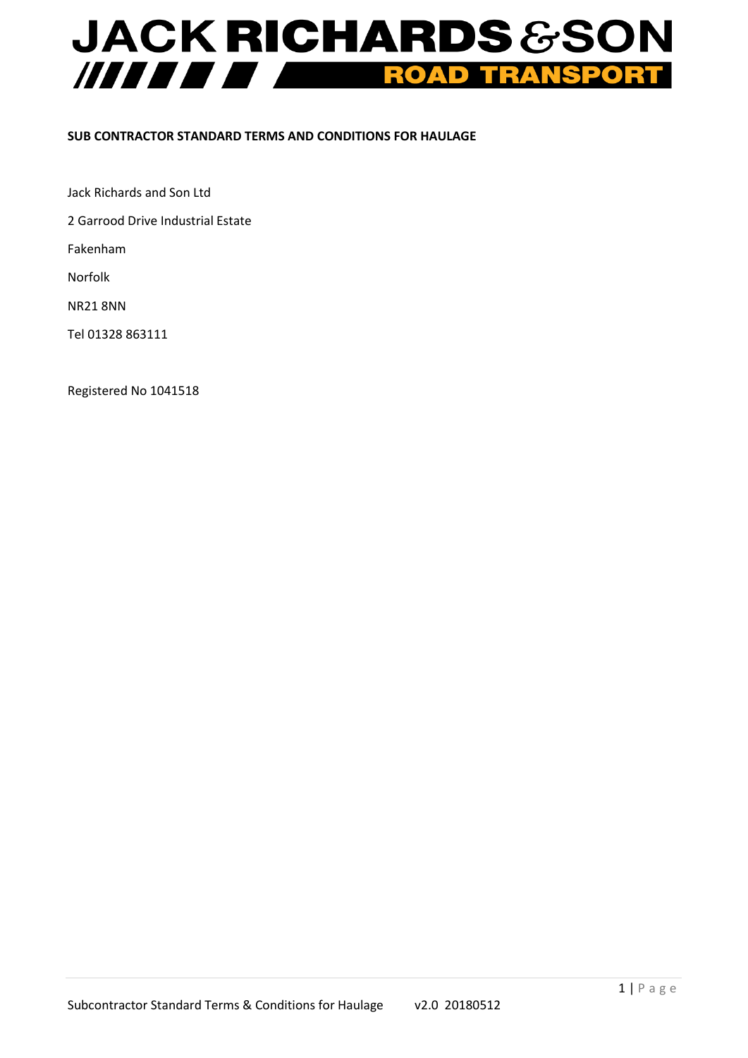# JACK RICHARDS & SON ROAD TRANSPORT

**SUB CONTRACTOR STANDARD TERMS AND CONDITIONS FOR HAULAGE**

Jack Richards and Son Ltd

2 Garrood Drive Industrial Estate

Fakenham

Norfolk

NR21 8NN

Tel 01328 863111

Registered No 1041518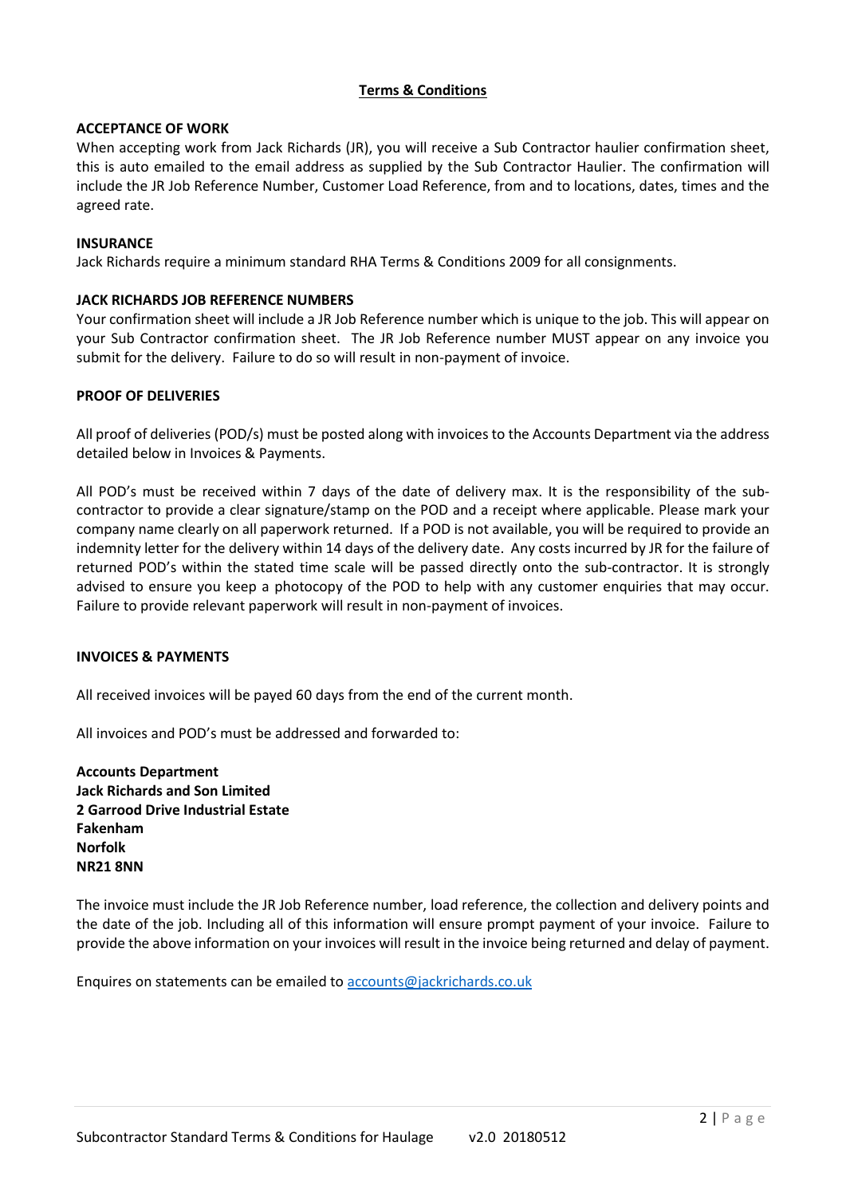## Terms & Conditions

**ACCEPTANCE OF WORK**

When accepting work from Jack Richards (JR), you will receive a Sub Contractor haulier confirmation sheet, this is auto emailed to the email address as supplied by the Sub Contractor Haulier. The confirmation will include the JR Job Reference Number, Customer Load Reference, from and to locations, dates, times and the agreed rate.

**INSURANCE**

Jack Richards require a minimum standard RHA Terms & Conditions 2009 for all consignments.

**JACK RICHARDS JOB REFERENCE NUMBERS**

Your confirmation sheet will include a JR Job Reference number which is unique to the job. This will appear on your Sub Contractor confirmation sheet. The JR Job Reference number MUST appear on any invoice you submit for the delivery. Failure to do so will result in non-payment of invoice.

**PROOF OF DELIVERIES**

All proof of deliveries (POD/s) must be posted along with invoices to the Accounts Department via the address detailed below in Invoices & Payments.

All POD's must be received within 7 days of the date of delivery max. It is the responsibility of the sub-contractor to provide a clear signature/stamp on the POD and a receipt where applicable. Please mark your company name clearly on all paperwork returned. If a POD is not available, you will be required to provide an indemnity letter for the delivery within 14 days of the delivery date. Any costs incurred by JR for the failure of returned POD's within the stated time scale will be passed directly onto the sub-contractor. It is strongly advised to ensure you keep a photocopy of the POD to help with any customer enquiries that may occur. Failure to provide relevant paperwork will result in non-payment of invoices.

**INVOICES & PAYMENTS**

All received invoices will be payed 60 days from the end of the current month.

All invoices and POD's must be addressed and forwarded to:

**Accounts Department**
**Jack Richards and Son Limited**
**2 Garrood Drive Industrial Estate**
**Fakenham**
**Norfolk**
**NR21 8NN**

The invoice must include the JR Job Reference number, load reference, the collection and delivery points and the date of the job. Including all of this information will ensure prompt payment of your invoice. Failure to provide the above information on your invoices will result in the invoice being returned and delay of payment.

Enquires on statements can be emailed to accounts@jackrichards.co.uk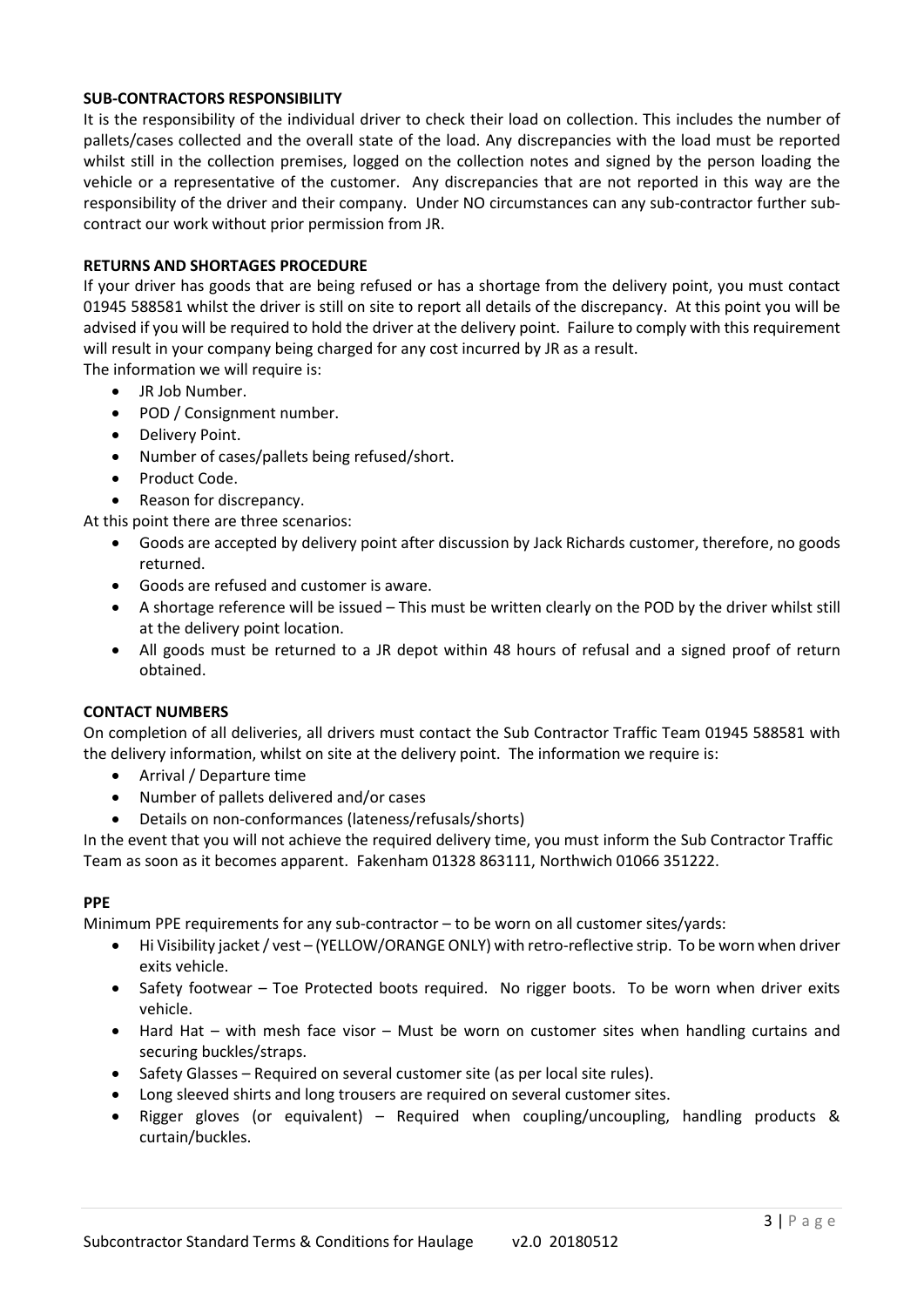**SUB-CONTRACTORS RESPONSIBILITY**

It is the responsibility of the individual driver to check their load on collection. This includes the number of pallets/cases collected and the overall state of the load. Any discrepancies with the load must be reported whilst still in the collection premises, logged on the collection notes and signed by the person loading the vehicle or a representative of the customer. Any discrepancies that are not reported in this way are the responsibility of the driver and their company. Under NO circumstances can any sub-contractor further sub-contract our work without prior permission from JR.

**RETURNS AND SHORTAGES PROCEDURE**

If your driver has goods that are being refused or has a shortage from the delivery point, you must contact 01945 588581 whilst the driver is still on site to report all details of the discrepancy. At this point you will be advised if you will be required to hold the driver at the delivery point. Failure to comply with this requirement will result in your company being charged for any cost incurred by JR as a result.

The information we will require is:

- JR Job Number.
- POD / Consignment number.
- Delivery Point.
- Number of cases/pallets being refused/short.
- Product Code.
- Reason for discrepancy.

At this point there are three scenarios:

- Goods are accepted by delivery point after discussion by Jack Richards customer, therefore, no goods returned.
- Goods are refused and customer is aware.
- A shortage reference will be issued – This must be written clearly on the POD by the driver whilst still at the delivery point location.
- All goods must be returned to a JR depot within 48 hours of refusal and a signed proof of return obtained.

**CONTACT NUMBERS**

On completion of all deliveries, all drivers must contact the Sub Contractor Traffic Team 01945 588581 with the delivery information, whilst on site at the delivery point. The information we require is:

- Arrival / Departure time
- Number of pallets delivered and/or cases
- Details on non-conformances (lateness/refusals/shorts)

In the event that you will not achieve the required delivery time, you must inform the Sub Contractor Traffic Team as soon as it becomes apparent. Fakenham 01328 863111, Northwich 01066 351222.

**PPE**

Minimum PPE requirements for any sub-contractor – to be worn on all customer sites/yards:

- Hi Visibility jacket / vest – (YELLOW/ORANGE ONLY) with retro-reflective strip. To be worn when driver exits vehicle.
- Safety footwear – Toe Protected boots required. No rigger boots. To be worn when driver exits vehicle.
- Hard Hat – with mesh face visor – Must be worn on customer sites when handling curtains and securing buckles/straps.
- Safety Glasses – Required on several customer site (as per local site rules).
- Long sleeved shirts and long trousers are required on several customer sites.
- Rigger gloves (or equivalent) – Required when coupling/uncoupling, handling products & curtain/buckles.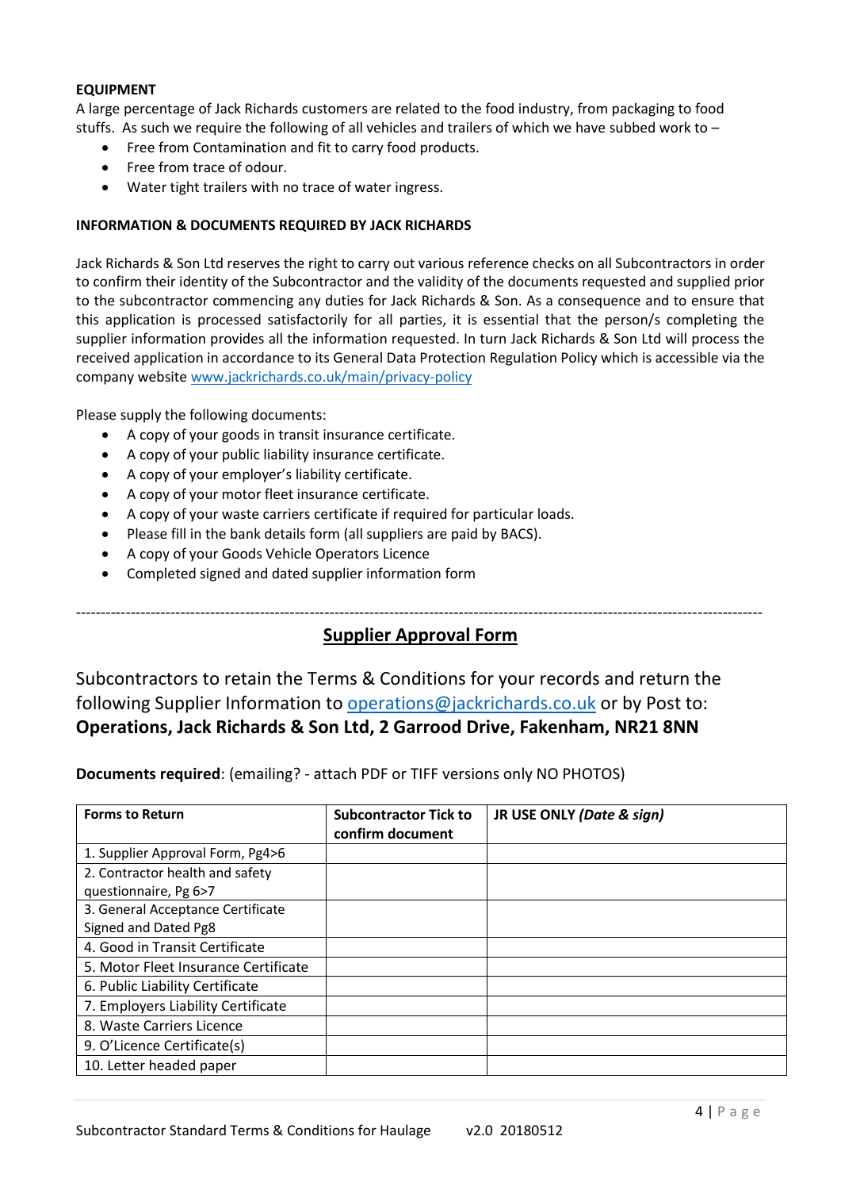**EQUIPMENT**

A large percentage of Jack Richards customers are related to the food industry, from packaging to food stuffs. As such we require the following of all vehicles and trailers of which we have subbed work to –

- Free from Contamination and fit to carry food products.
- Free from trace of odour.
- Water tight trailers with no trace of water ingress.

**INFORMATION & DOCUMENTS REQUIRED BY JACK RICHARDS**

Jack Richards & Son Ltd reserves the right to carry out various reference checks on all Subcontractors in order to confirm their identity of the Subcontractor and the validity of the documents requested and supplied prior to the subcontractor commencing any duties for Jack Richards & Son. As a consequence and to ensure that this application is processed satisfactorily for all parties, it is essential that the person/s completing the supplier information provides all the information requested. In turn Jack Richards & Son Ltd will process the received application in accordance to its General Data Protection Regulation Policy which is accessible via the company website [www.jackrichards.co.uk/main/privacy-policy](www.jackrichards.co.uk/main/privacy-policy)

Please supply the following documents:

- A copy of your goods in transit insurance certificate.
- A copy of your public liability insurance certificate.
- A copy of your employer's liability certificate.
- A copy of your motor fleet insurance certificate.
- A copy of your waste carriers certificate if required for particular loads.
- Please fill in the bank details form (all suppliers are paid by BACS).
- A copy of your Goods Vehicle Operators Licence
- Completed signed and dated supplier information form

---

## Supplier Approval Form

Subcontractors to retain the Terms & Conditions for your records and return the following Supplier Information to [operations@jackrichards.co.uk](mailto:operations@jackrichards.co.uk) or by Post to:
**Operations, Jack Richards & Son Ltd, 2 Garrood Drive, Fakenham, NR21 8NN**

**Documents required**: (emailing? - attach PDF or TIFF versions only NO PHOTOS)

| **Forms to Return** | **Subcontractor Tick to confirm document** | **JR USE ONLY *(Date & sign)*** |
|---|---|---|
| 1. Supplier Approval Form, Pg4>6 | | |
| 2. Contractor health and safety questionnaire, Pg 6>7 | | |
| 3. General Acceptance Certificate Signed and Dated Pg8 | | |
| 4. Good in Transit Certificate | | |
| 5. Motor Fleet Insurance Certificate | | |
| 6. Public Liability Certificate | | |
| 7. Employers Liability Certificate | | |
| 8. Waste Carriers Licence | | |
| 9. O'Licence Certificate(s) | | |
| 10. Letter headed paper | | |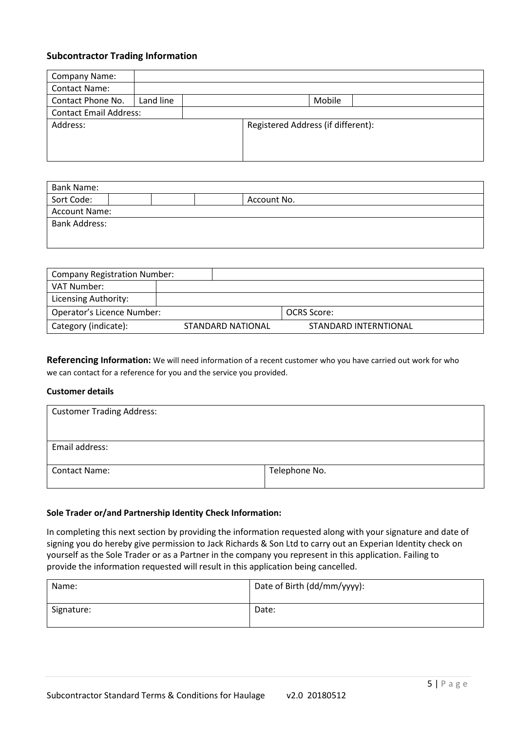### Subcontractor Trading Information

| Company Name: | | | | |
|---|---|---|---|---|
| Contact Name: | | | | |
| Contact Phone No. | Land line | | Mobile | |
| Contact Email Address: | | | | |
| Address: | | | Registered Address (if different): | |

| Bank Name: | | | | | |
|---|---|---|---|---|---|
| Sort Code: | | | | Account No. | |
| Account Name: | | | | | |
| Bank Address: | | | | | |

| Company Registration Number: | | |
|---|---|---|
| VAT Number: | | |
| Licensing Authority: | | |
| Operator's Licence Number: | | OCRS Score: |
| Category (indicate): | STANDARD NATIONAL | STANDARD INTERNTIONAL |

**Referencing Information:** We will need information of a recent customer who you have carried out work for who we can contact for a reference for you and the service you provided.

**Customer details**

| Customer Trading Address: | |
|---|---|
| Email address: | |
| Contact Name: | Telephone No. |

**Sole Trader or/and Partnership Identity Check Information:**

In completing this next section by providing the information requested along with your signature and date of signing you do hereby give permission to Jack Richards & Son Ltd to carry out an Experian Identity check on yourself as the Sole Trader or as a Partner in the company you represent in this application. Failing to provide the information requested will result in this application being cancelled.

| Name: | Date of Birth (dd/mm/yyyy): |
|---|---|
| Signature: | Date: |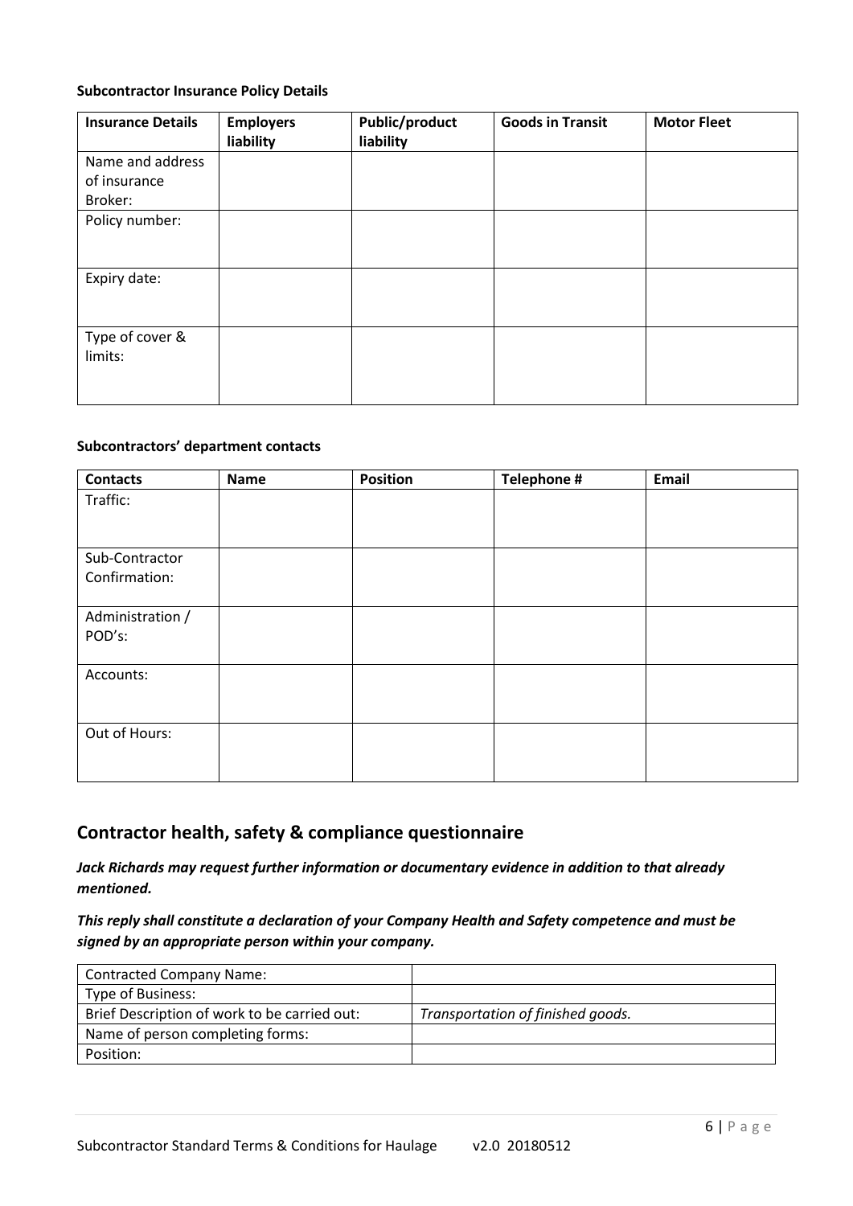**Subcontractor Insurance Policy Details**

| Insurance Details | Employers liability | Public/product liability | Goods in Transit | Motor Fleet |
|---|---|---|---|---|
| Name and address of insurance Broker: | | | | |
| Policy number: | | | | |
| Expiry date: | | | | |
| Type of cover & limits: | | | | |

**Subcontractors' department contacts**

| Contacts | Name | Position | Telephone # | Email |
|---|---|---|---|---|
| Traffic: | | | | |
| Sub-Contractor Confirmation: | | | | |
| Administration / POD's: | | | | |
| Accounts: | | | | |
| Out of Hours: | | | | |

## Contractor health, safety & compliance questionnaire

***Jack Richards may request further information or documentary evidence in addition to that already mentioned.***

***This reply shall constitute a declaration of your Company Health and Safety competence and must be signed by an appropriate person within your company.***

| | |
|---|---|
| Contracted Company Name: | |
| Type of Business: | |
| Brief Description of work to be carried out: | *Transportation of finished goods.* |
| Name of person completing forms: | |
| Position: | |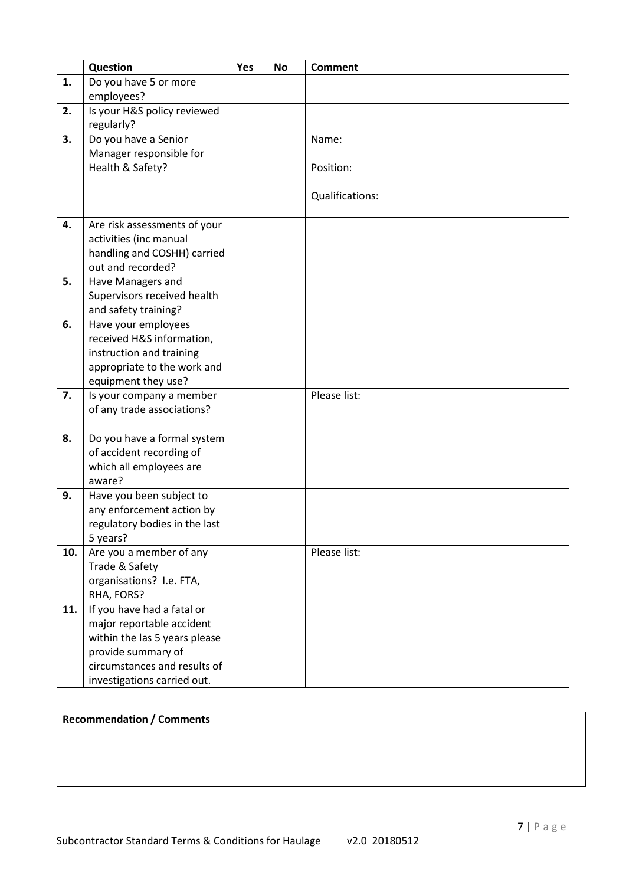| | Question | Yes | No | Comment |
|---|---|---|---|---|
| **1.** | Do you have 5 or more employees? | | | |
| **2.** | Is your H&S policy reviewed regularly? | | | |
| **3.** | Do you have a Senior Manager responsible for Health & Safety? | | | Name:<br><br>Position:<br><br>Qualifications: |
| **4.** | Are risk assessments of your activities (inc manual handling and COSHH) carried out and recorded? | | | |
| **5.** | Have Managers and Supervisors received health and safety training? | | | |
| **6.** | Have your employees received H&S information, instruction and training appropriate to the work and equipment they use? | | | |
| **7.** | Is your company a member of any trade associations? | | | Please list: |
| **8.** | Do you have a formal system of accident recording of which all employees are aware? | | | |
| **9.** | Have you been subject to any enforcement action by regulatory bodies in the last 5 years? | | | |
| **10.** | Are you a member of any Trade & Safety organisations? I.e. FTA, RHA, FORS? | | | Please list: |
| **11.** | If you have had a fatal or major reportable accident within the las 5 years please provide summary of circumstances and results of investigations carried out. | | | |

| **Recommendation / Comments** |
|---|
| |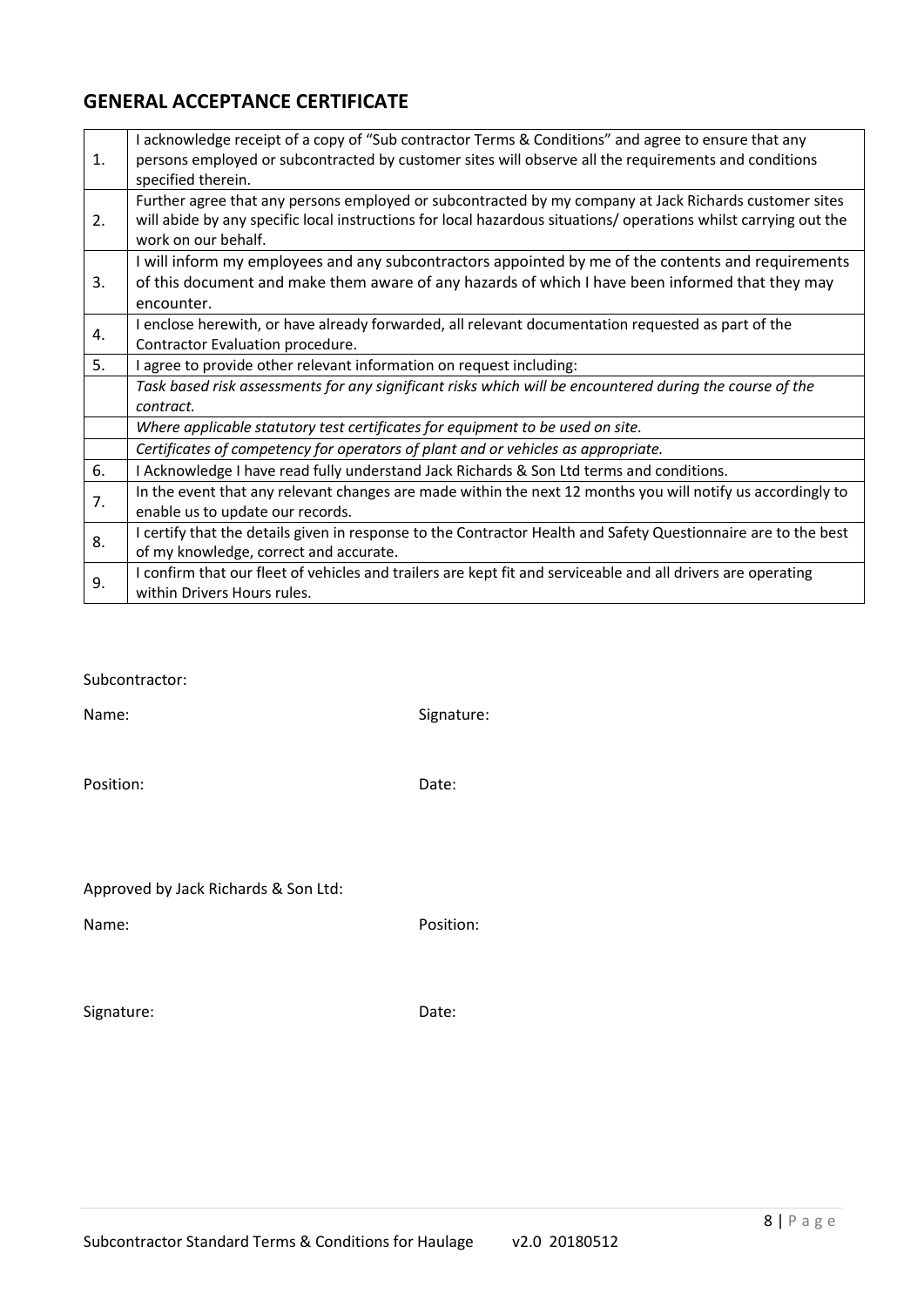## GENERAL ACCEPTANCE CERTIFICATE

| | |
|---|---|
| 1. | I acknowledge receipt of a copy of "Sub contractor Terms & Conditions" and agree to ensure that any persons employed or subcontracted by customer sites will observe all the requirements and conditions specified therein. |
| 2. | Further agree that any persons employed or subcontracted by my company at Jack Richards customer sites will abide by any specific local instructions for local hazardous situations/ operations whilst carrying out the work on our behalf. |
| 3. | I will inform my employees and any subcontractors appointed by me of the contents and requirements of this document and make them aware of any hazards of which I have been informed that they may encounter. |
| 4. | I enclose herewith, or have already forwarded, all relevant documentation requested as part of the Contractor Evaluation procedure. |
| 5. | I agree to provide other relevant information on request including: |
| | *Task based risk assessments for any significant risks which will be encountered during the course of the contract.* |
| | *Where applicable statutory test certificates for equipment to be used on site.* |
| | *Certificates of competency for operators of plant and or vehicles as appropriate.* |
| 6. | I Acknowledge I have read fully understand Jack Richards & Son Ltd terms and conditions. |
| 7. | In the event that any relevant changes are made within the next 12 months you will notify us accordingly to enable us to update our records. |
| 8. | I certify that the details given in response to the Contractor Health and Safety Questionnaire are to the best of my knowledge, correct and accurate. |
| 9. | I confirm that our fleet of vehicles and trailers are kept fit and serviceable and all drivers are operating within Drivers Hours rules. |

Subcontractor:

Name: Signature:

Position: Date:

Approved by Jack Richards & Son Ltd:

Name: Position:

Signature: Date: